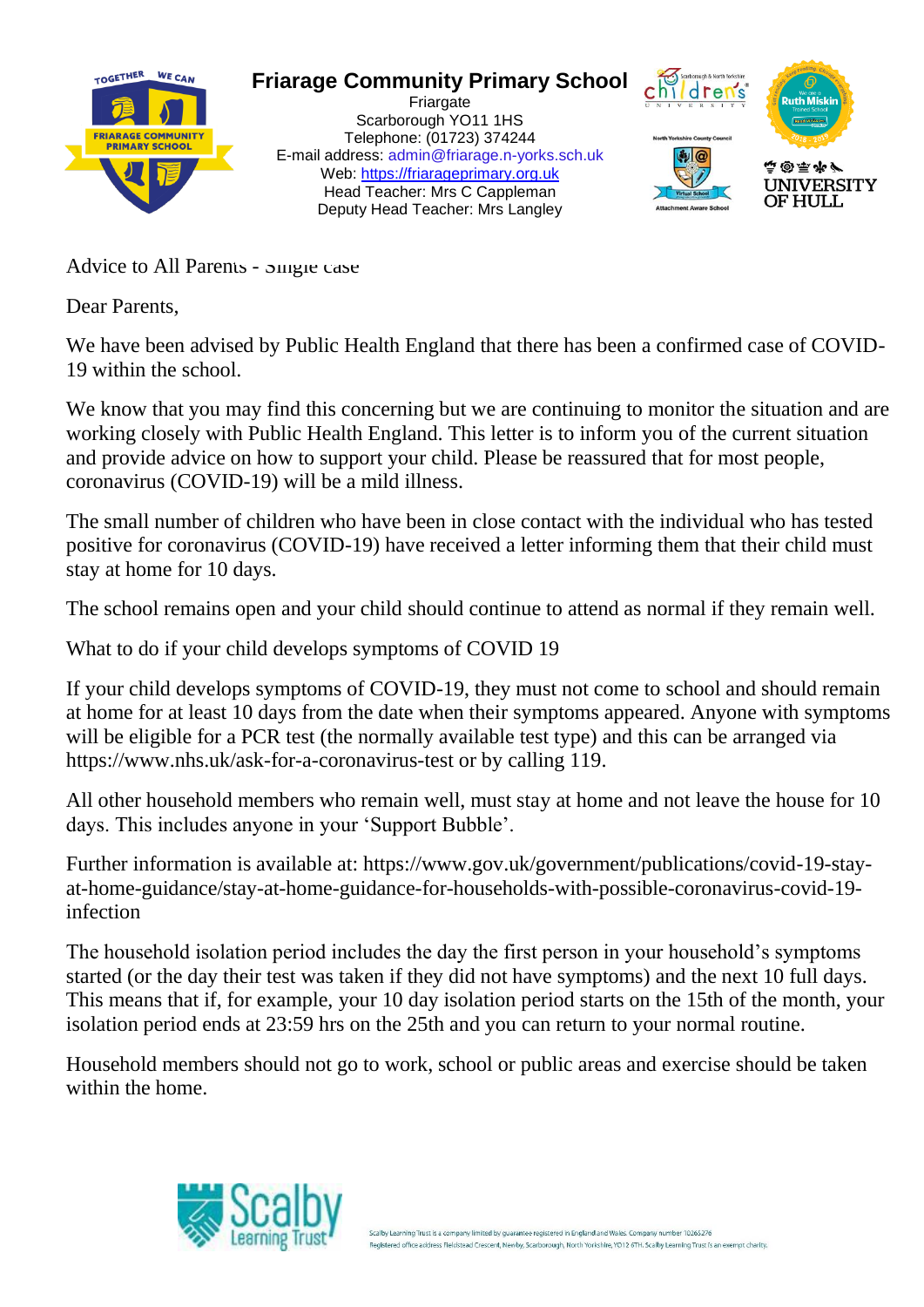# Friarage Community Primary School

Friargate
Scarborough YO11 1HS
Telephone: (01723) 374244
E-mail address: admin@friarage.n-yorks.sch.uk
Web: https://friarageprimary.org.uk
Head Teacher: Mrs C Cappleman
Deputy Head Teacher: Mrs Langley

Advice to All Parents - Single case

Dear Parents,

We have been advised by Public Health England that there has been a confirmed case of COVID-19 within the school.

We know that you may find this concerning but we are continuing to monitor the situation and are working closely with Public Health England. This letter is to inform you of the current situation and provide advice on how to support your child. Please be reassured that for most people, coronavirus (COVID-19) will be a mild illness.

The small number of children who have been in close contact with the individual who has tested positive for coronavirus (COVID-19) have received a letter informing them that their child must stay at home for 10 days.

The school remains open and your child should continue to attend as normal if they remain well.

What to do if your child develops symptoms of COVID 19

If your child develops symptoms of COVID-19, they must not come to school and should remain at home for at least 10 days from the date when their symptoms appeared. Anyone with symptoms will be eligible for a PCR test (the normally available test type) and this can be arranged via https://www.nhs.uk/ask-for-a-coronavirus-test or by calling 119.

All other household members who remain well, must stay at home and not leave the house for 10 days. This includes anyone in your 'Support Bubble'.

Further information is available at: https://www.gov.uk/government/publications/covid-19-stay-at-home-guidance/stay-at-home-guidance-for-households-with-possible-coronavirus-covid-19-infection

The household isolation period includes the day the first person in your household's symptoms started (or the day their test was taken if they did not have symptoms) and the next 10 full days. This means that if, for example, your 10 day isolation period starts on the 15th of the month, your isolation period ends at 23:59 hrs on the 25th and you can return to your normal routine.

Household members should not go to work, school or public areas and exercise should be taken within the home.

Scalby Learning Trust is a company limited by guarantee registered in England and Wales. Company number 10265276
Registered office address Fieldstead Crescent, Newby, Scarborough, North Yorkshire, YO12 6TH. Scalby Learning Trust is an exempt charity.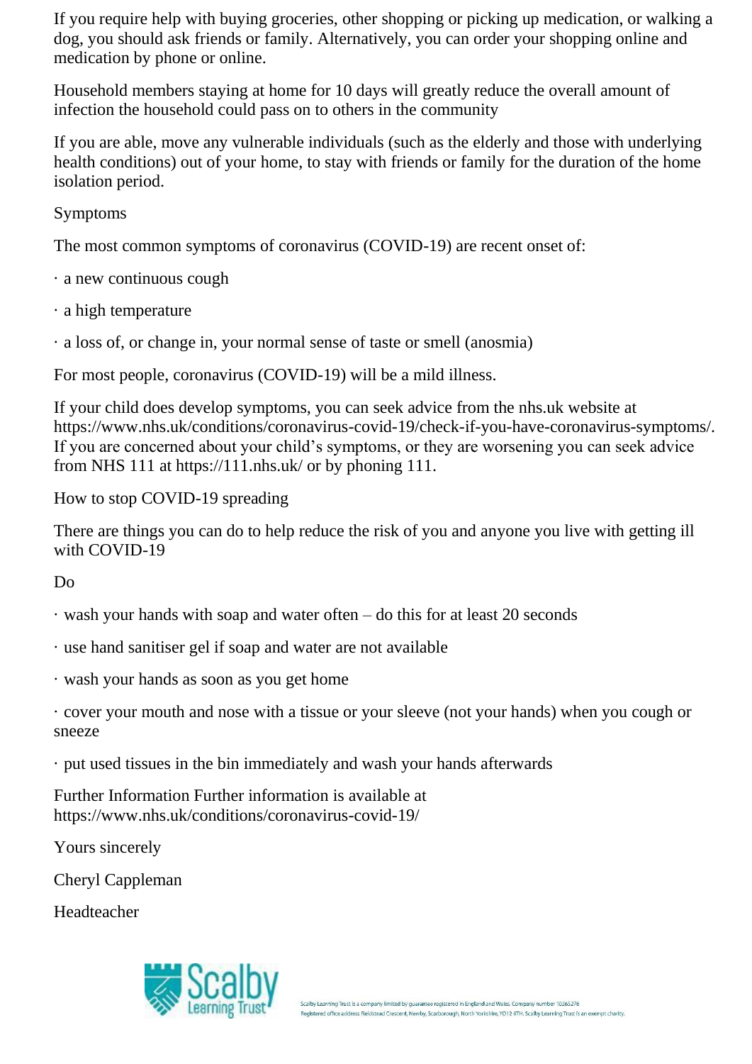If you require help with buying groceries, other shopping or picking up medication, or walking a dog, you should ask friends or family. Alternatively, you can order your shopping online and medication by phone or online.

Household members staying at home for 10 days will greatly reduce the overall amount of infection the household could pass on to others in the community

If you are able, move any vulnerable individuals (such as the elderly and those with underlying health conditions) out of your home, to stay with friends or family for the duration of the home isolation period.

Symptoms

The most common symptoms of coronavirus (COVID-19) are recent onset of:

· a new continuous cough

· a high temperature

· a loss of, or change in, your normal sense of taste or smell (anosmia)

For most people, coronavirus (COVID-19) will be a mild illness.

If your child does develop symptoms, you can seek advice from the nhs.uk website at https://www.nhs.uk/conditions/coronavirus-covid-19/check-if-you-have-coronavirus-symptoms/. If you are concerned about your child's symptoms, or they are worsening you can seek advice from NHS 111 at https://111.nhs.uk/ or by phoning 111.

How to stop COVID-19 spreading

There are things you can do to help reduce the risk of you and anyone you live with getting ill with COVID-19

Do

· wash your hands with soap and water often – do this for at least 20 seconds

· use hand sanitiser gel if soap and water are not available

· wash your hands as soon as you get home

· cover your mouth and nose with a tissue or your sleeve (not your hands) when you cough or sneeze

· put used tissues in the bin immediately and wash your hands afterwards

Further Information Further information is available at https://www.nhs.uk/conditions/coronavirus-covid-19/

Yours sincerely

Cheryl Cappleman

Headteacher

Scalby Learning Trust

Scalby Learning Trust is a company limited by guarantee registered in England and Wales. Company number 10265276
Registered office address Fieldstead Crescent, Newby, Scarborough, North Yorkshire, YO12 6TH. Scalby Learning Trust is an exempt charity.